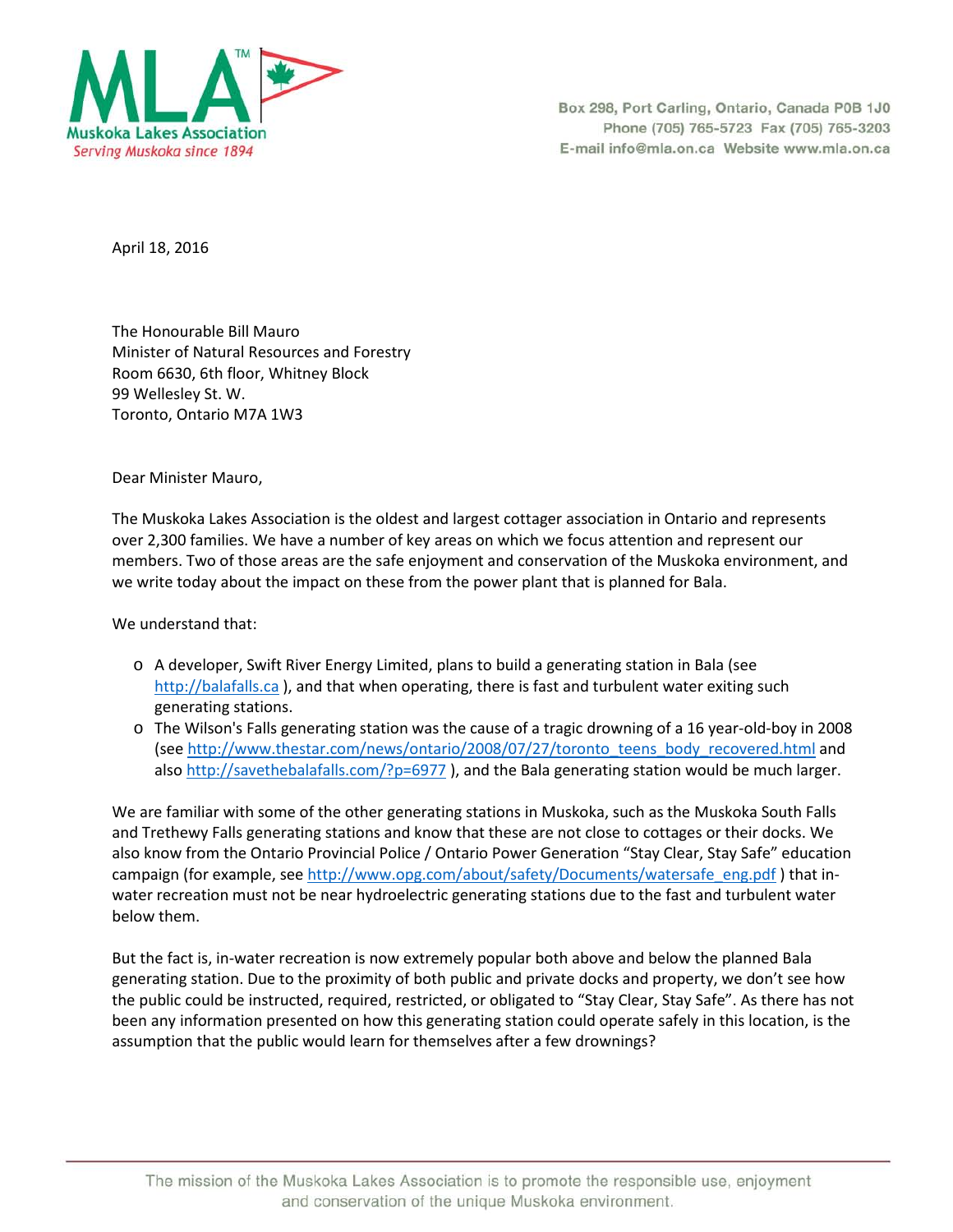**MLA**™
Muskoka Lakes Association
*Serving Muskoka since 1894*

Box 298, Port Carling, Ontario, Canada P0B 1J0
Phone (705) 765-5723 Fax (705) 765-3203
E-mail info@mla.on.ca Website www.mla.on.ca

April 18, 2016

The Honourable Bill Mauro
Minister of Natural Resources and Forestry
Room 6630, 6th floor, Whitney Block
99 Wellesley St. W.
Toronto, Ontario M7A 1W3

Dear Minister Mauro,

The Muskoka Lakes Association is the oldest and largest cottager association in Ontario and represents over 2,300 families. We have a number of key areas on which we focus attention and represent our members. Two of those areas are the safe enjoyment and conservation of the Muskoka environment, and we write today about the impact on these from the power plant that is planned for Bala.

We understand that:

- A developer, Swift River Energy Limited, plans to build a generating station in Bala (see http://balafalls.ca ), and that when operating, there is fast and turbulent water exiting such generating stations.
- The Wilson's Falls generating station was the cause of a tragic drowning of a 16 year-old-boy in 2008 (see http://www.thestar.com/news/ontario/2008/07/27/toronto_teens_body_recovered.html and also http://savethebalafalls.com/?p=6977 ), and the Bala generating station would be much larger.

We are familiar with some of the other generating stations in Muskoka, such as the Muskoka South Falls and Trethewy Falls generating stations and know that these are not close to cottages or their docks. We also know from the Ontario Provincial Police / Ontario Power Generation "Stay Clear, Stay Safe" education campaign (for example, see http://www.opg.com/about/safety/Documents/watersafe_eng.pdf ) that in-water recreation must not be near hydroelectric generating stations due to the fast and turbulent water below them.

But the fact is, in-water recreation is now extremely popular both above and below the planned Bala generating station. Due to the proximity of both public and private docks and property, we don't see how the public could be instructed, required, restricted, or obligated to "Stay Clear, Stay Safe". As there has not been any information presented on how this generating station could operate safely in this location, is the assumption that the public would learn for themselves after a few drownings?

The mission of the Muskoka Lakes Association is to promote the responsible use, enjoyment and conservation of the unique Muskoka environment.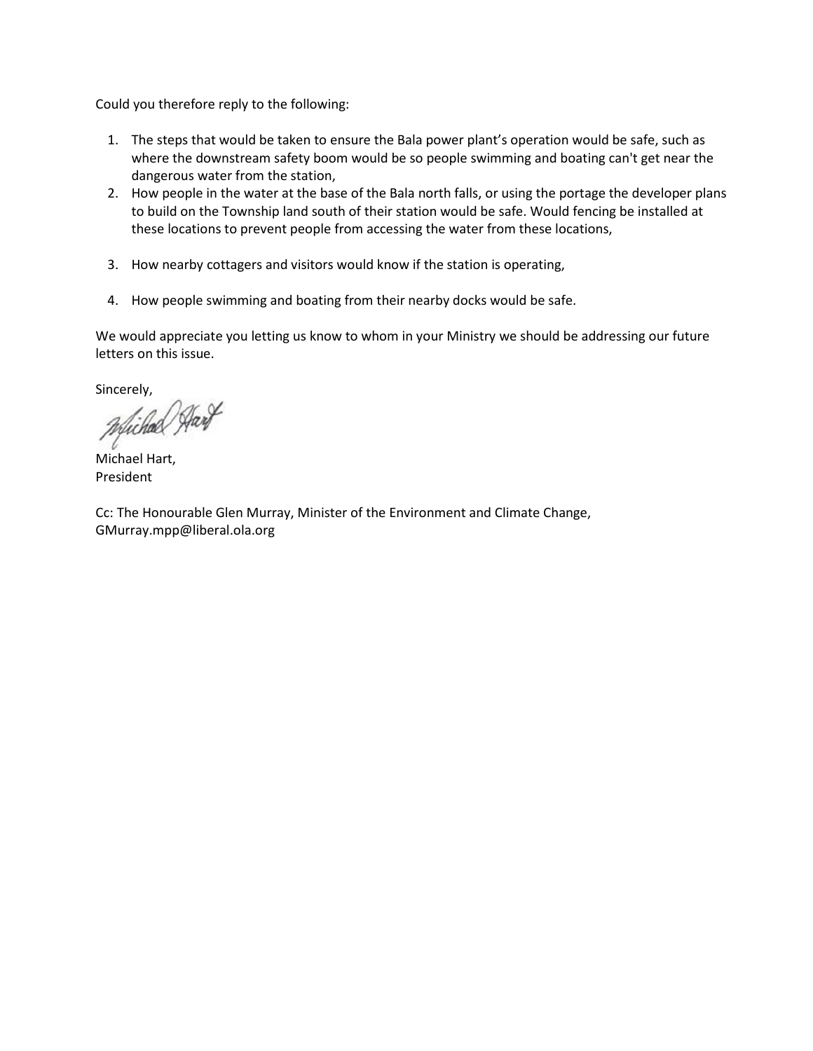Could you therefore reply to the following:

1. The steps that would be taken to ensure the Bala power plant's operation would be safe, such as where the downstream safety boom would be so people swimming and boating can't get near the dangerous water from the station,
2. How people in the water at the base of the Bala north falls, or using the portage the developer plans to build on the Township land south of their station would be safe. Would fencing be installed at these locations to prevent people from accessing the water from these locations,
3. How nearby cottagers and visitors would know if the station is operating,
4. How people swimming and boating from their nearby docks would be safe.

We would appreciate you letting us know to whom in your Ministry we should be addressing our future letters on this issue.

Sincerely,

Michael Hart,
President

Cc: The Honourable Glen Murray, Minister of the Environment and Climate Change, GMurray.mpp@liberal.ola.org